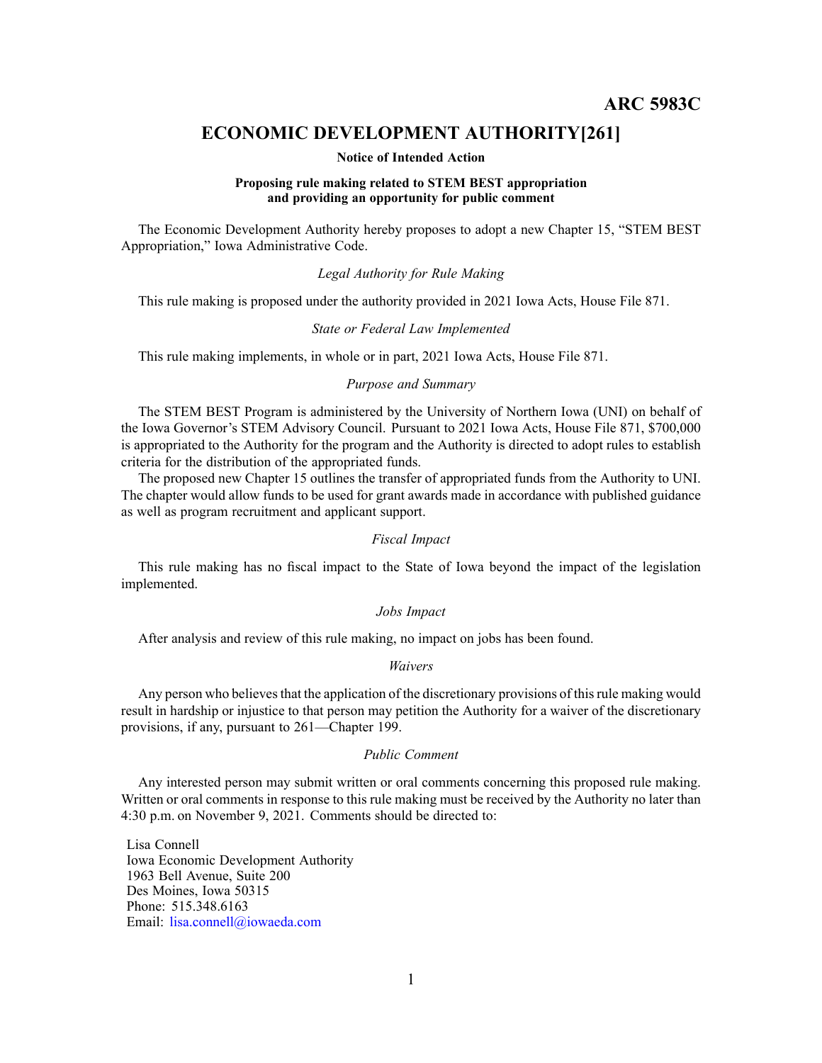**ARC 5983C**

# ECONOMIC DEVELOPMENT AUTHORITY[261]

**Notice of Intended Action**

**Proposing rule making related to STEM BEST appropriation and providing an opportunity for public comment**

The Economic Development Authority hereby proposes to adopt a new Chapter 15, "STEM BEST Appropriation," Iowa Administrative Code.

*Legal Authority for Rule Making*

This rule making is proposed under the authority provided in 2021 Iowa Acts, House File 871.

*State or Federal Law Implemented*

This rule making implements, in whole or in part, 2021 Iowa Acts, House File 871.

*Purpose and Summary*

The STEM BEST Program is administered by the University of Northern Iowa (UNI) on behalf of the Iowa Governor's STEM Advisory Council. Pursuant to 2021 Iowa Acts, House File 871, $700,000 is appropriated to the Authority for the program and the Authority is directed to adopt rules to establish criteria for the distribution of the appropriated funds.

The proposed new Chapter 15 outlines the transfer of appropriated funds from the Authority to UNI. The chapter would allow funds to be used for grant awards made in accordance with published guidance as well as program recruitment and applicant support.

*Fiscal Impact*

This rule making has no fiscal impact to the State of Iowa beyond the impact of the legislation implemented.

*Jobs Impact*

After analysis and review of this rule making, no impact on jobs has been found.

*Waivers*

Any person who believes that the application of the discretionary provisions of this rule making would result in hardship or injustice to that person may petition the Authority for a waiver of the discretionary provisions, if any, pursuant to 261—Chapter 199.

*Public Comment*

Any interested person may submit written or oral comments concerning this proposed rule making. Written or oral comments in response to this rule making must be received by the Authority no later than 4:30 p.m. on November 9, 2021. Comments should be directed to:

Lisa Connell
Iowa Economic Development Authority
1963 Bell Avenue, Suite 200
Des Moines, Iowa 50315
Phone: 515.348.6163
Email: lisa.connell@iowaeda.com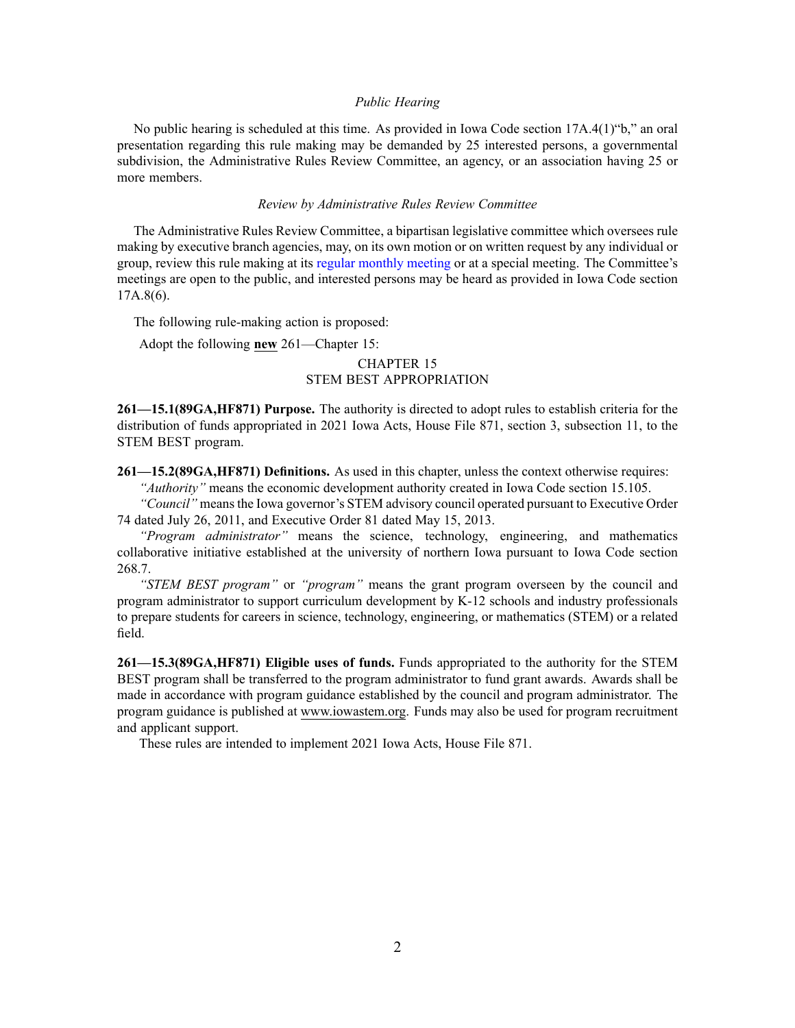*Public Hearing*

No public hearing is scheduled at this time. As provided in Iowa Code section 17A.4(1)"b," an oral presentation regarding this rule making may be demanded by 25 interested persons, a governmental subdivision, the Administrative Rules Review Committee, an agency, or an association having 25 or more members.

*Review by Administrative Rules Review Committee*

The Administrative Rules Review Committee, a bipartisan legislative committee which oversees rule making by executive branch agencies, may, on its own motion or on written request by any individual or group, review this rule making at its regular monthly meeting or at a special meeting. The Committee's meetings are open to the public, and interested persons may be heard as provided in Iowa Code section 17A.8(6).

The following rule-making action is proposed:

Adopt the following **new** 261—Chapter 15:

CHAPTER 15
STEM BEST APPROPRIATION

**261—15.1(89GA,HF871) Purpose.** The authority is directed to adopt rules to establish criteria for the distribution of funds appropriated in 2021 Iowa Acts, House File 871, section 3, subsection 11, to the STEM BEST program.

**261—15.2(89GA,HF871) Definitions.** As used in this chapter, unless the context otherwise requires:

*"Authority"* means the economic development authority created in Iowa Code section 15.105.

*"Council"* means the Iowa governor's STEM advisory council operated pursuant to Executive Order 74 dated July 26, 2011, and Executive Order 81 dated May 15, 2013.

*"Program administrator"* means the science, technology, engineering, and mathematics collaborative initiative established at the university of northern Iowa pursuant to Iowa Code section 268.7.

*"STEM BEST program"* or *"program"* means the grant program overseen by the council and program administrator to support curriculum development by K-12 schools and industry professionals to prepare students for careers in science, technology, engineering, or mathematics (STEM) or a related field.

**261—15.3(89GA,HF871) Eligible uses of funds.** Funds appropriated to the authority for the STEM BEST program shall be transferred to the program administrator to fund grant awards. Awards shall be made in accordance with program guidance established by the council and program administrator. The program guidance is published at www.iowastem.org. Funds may also be used for program recruitment and applicant support.

These rules are intended to implement 2021 Iowa Acts, House File 871.